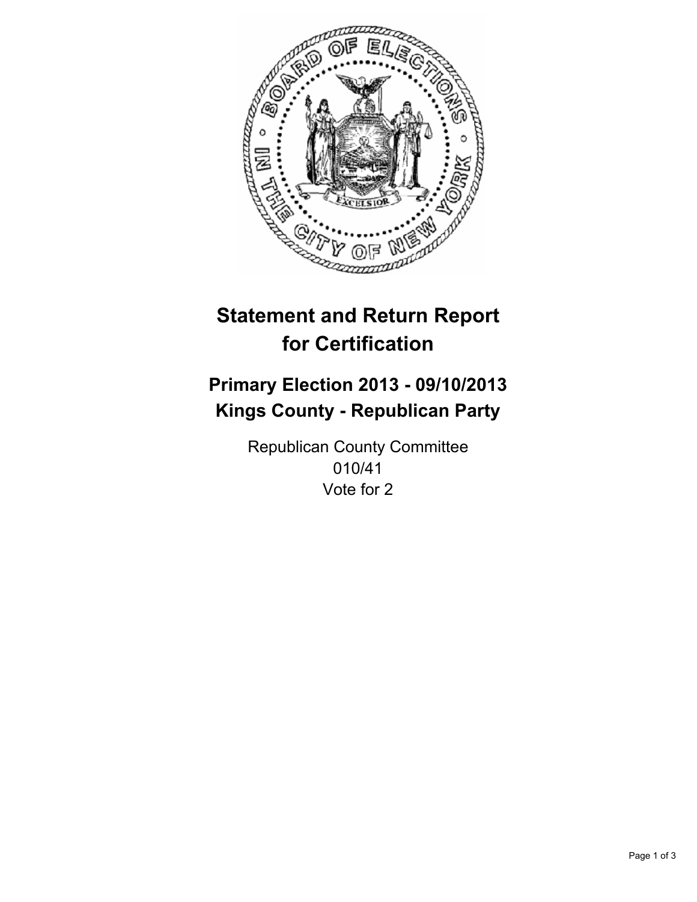# Statement and Return Report for Certification

## Primary Election 2013 - 09/10/2013
## Kings County - Republican Party

Republican County Committee
010/41
Vote for 2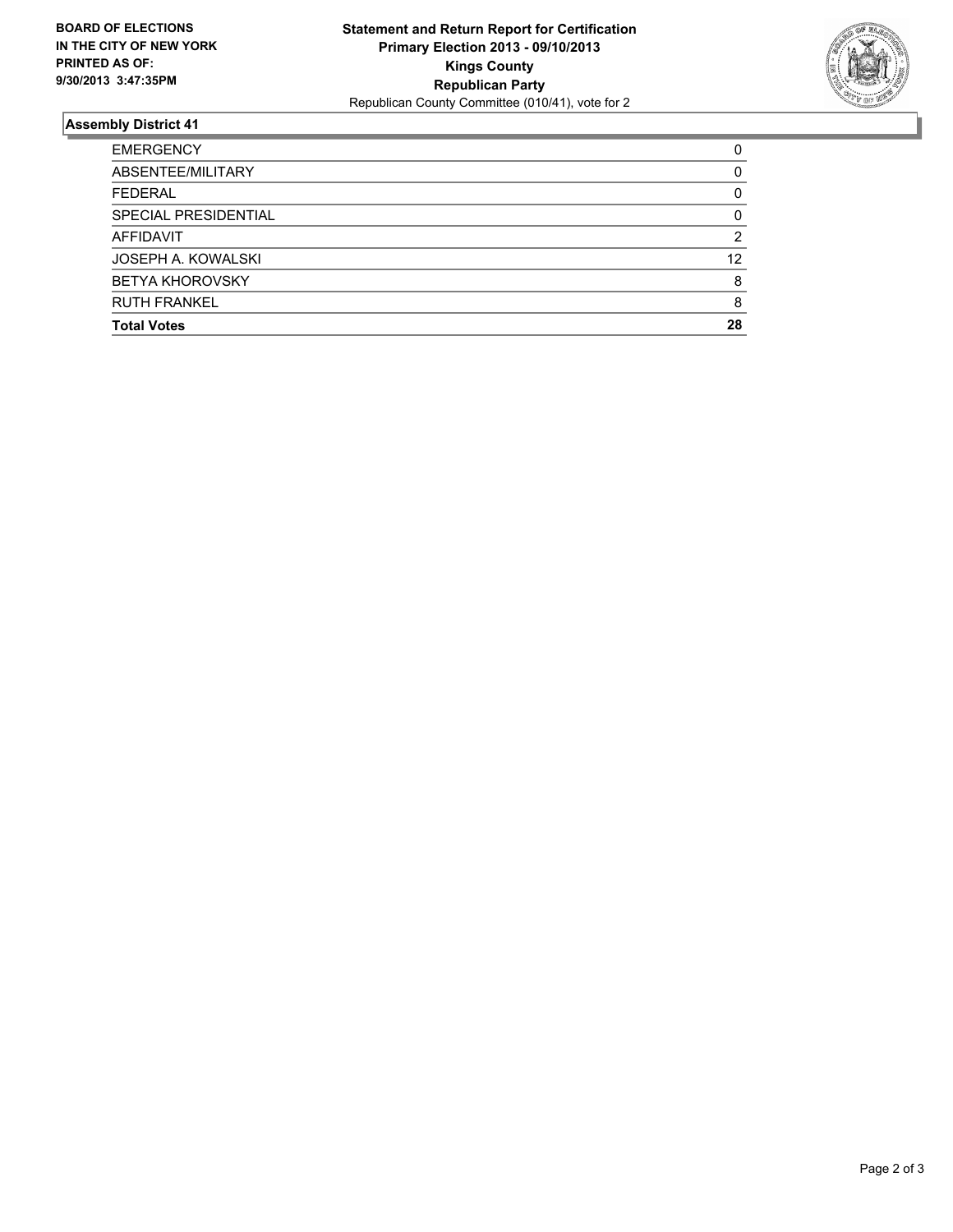**BOARD OF ELECTIONS IN THE CITY OF NEW YORK PRINTED AS OF: 9/30/2013 3:47:35PM**

**Statement and Return Report for Certification**
**Primary Election 2013 - 09/10/2013**
**Kings County**
**Republican Party**
Republican County Committee (010/41), vote for 2

## Assembly District 41

| | |
|---|---|
| EMERGENCY | 0 |
| ABSENTEE/MILITARY | 0 |
| FEDERAL | 0 |
| SPECIAL PRESIDENTIAL | 0 |
| AFFIDAVIT | 2 |
| JOSEPH A. KOWALSKI | 12 |
| BETYA KHOROVSKY | 8 |
| RUTH FRANKEL | 8 |
| **Total Votes** | **28** |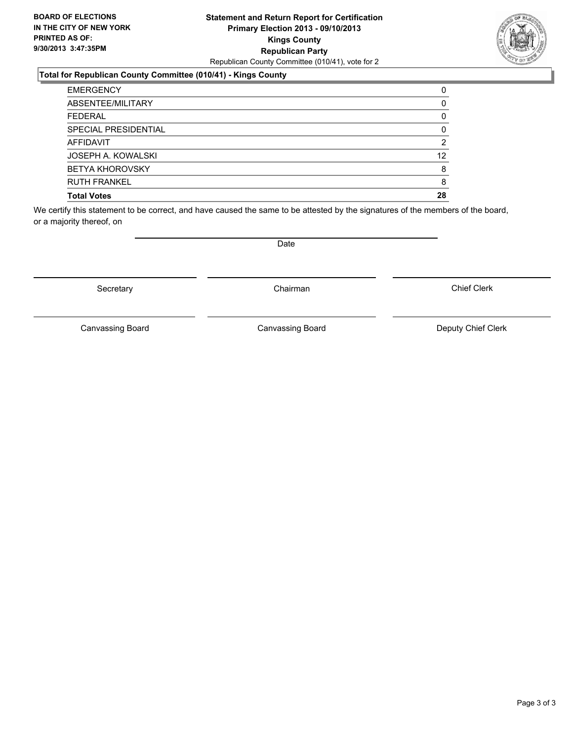**BOARD OF ELECTIONS IN THE CITY OF NEW YORK PRINTED AS OF: 9/30/2013 3:47:35PM**

# Statement and Return Report for Certification
## Primary Election 2013 - 09/10/2013
## Kings County
## Republican Party

Republican County Committee (010/41), vote for 2

### Total for Republican County Committee (010/41) - Kings County

| | |
|---|---|
| EMERGENCY | 0 |
| ABSENTEE/MILITARY | 0 |
| FEDERAL | 0 |
| SPECIAL PRESIDENTIAL | 0 |
| AFFIDAVIT | 2 |
| JOSEPH A. KOWALSKI | 12 |
| BETYA KHOROVSKY | 8 |
| RUTH FRANKEL | 8 |
| **Total Votes** | **28** |

We certify this statement to be correct, and have caused the same to be attested by the signatures of the members of the board, or a majority thereof, on

Date

Secretary

Chairman

Chief Clerk

Canvassing Board

Canvassing Board

Deputy Chief Clerk